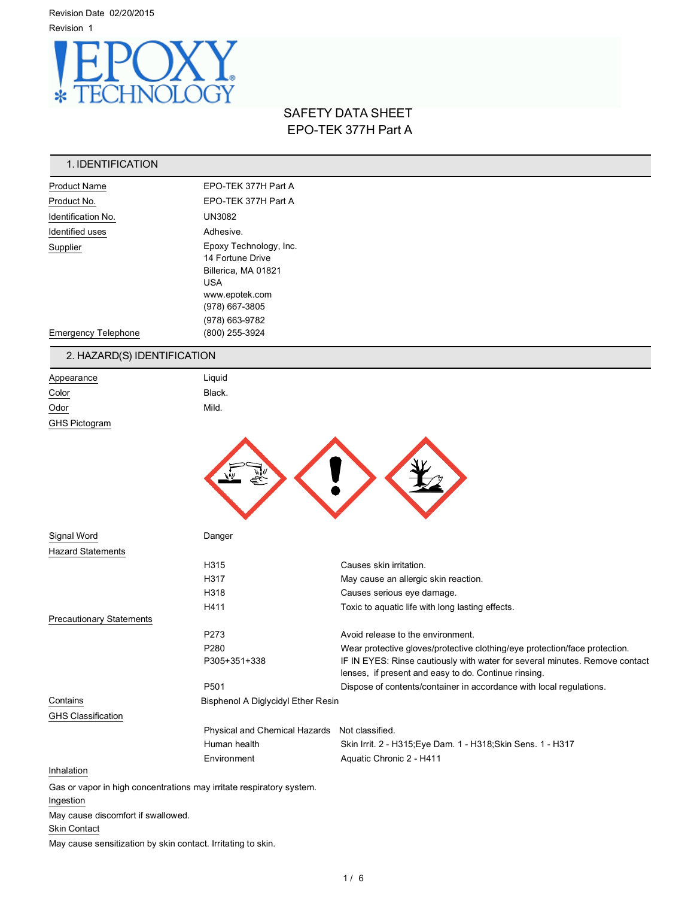Revision Date 02/20/2015

Revision 1

# SAFETY DATA SHEET
## EPO-TEK 377H Part A

## 1. IDENTIFICATION

| | |
|---|---|
| Product Name | EPO-TEK 377H Part A |
| Product No. | EPO-TEK 377H Part A |
| Identification No. | UN3082 |
| Identified uses | Adhesive. |
| Supplier | Epoxy Technology, Inc.<br>14 Fortune Drive<br>Billerica, MA 01821<br>USA<br>www.epotek.com<br>(978) 667-3805<br>(978) 663-9782 |
| Emergency Telephone | (800) 255-3924 |

## 2. HAZARD(S) IDENTIFICATION

| | |
|---|---|
| Appearance | Liquid |
| Color | Black. |
| Odor | Mild. |

GHS Pictogram

Signal Word: Danger

**Hazard Statements**

| | |
|---|---|
| H315 | Causes skin irritation. |
| H317 | May cause an allergic skin reaction. |
| H318 | Causes serious eye damage. |
| H411 | Toxic to aquatic life with long lasting effects. |

**Precautionary Statements**

| | |
|---|---|
| P273 | Avoid release to the environment. |
| P280 | Wear protective gloves/protective clothing/eye protection/face protection. |
| P305+351+338 | IF IN EYES: Rinse cautiously with water for several minutes. Remove contact lenses, if present and easy to do. Continue rinsing. |
| P501 | Dispose of contents/container in accordance with local regulations. |

Contains: Bisphenol A Diglycidyl Ether Resin

**GHS Classification**

| | |
|---|---|
| Physical and Chemical Hazards | Not classified. |
| Human health | Skin Irrit. 2 - H315;Eye Dam. 1 - H318;Skin Sens. 1 - H317 |
| Environment | Aquatic Chronic 2 - H411 |

**Inhalation**

Gas or vapor in high concentrations may irritate respiratory system.

**Ingestion**

May cause discomfort if swallowed.

**Skin Contact**

May cause sensitization by skin contact. Irritating to skin.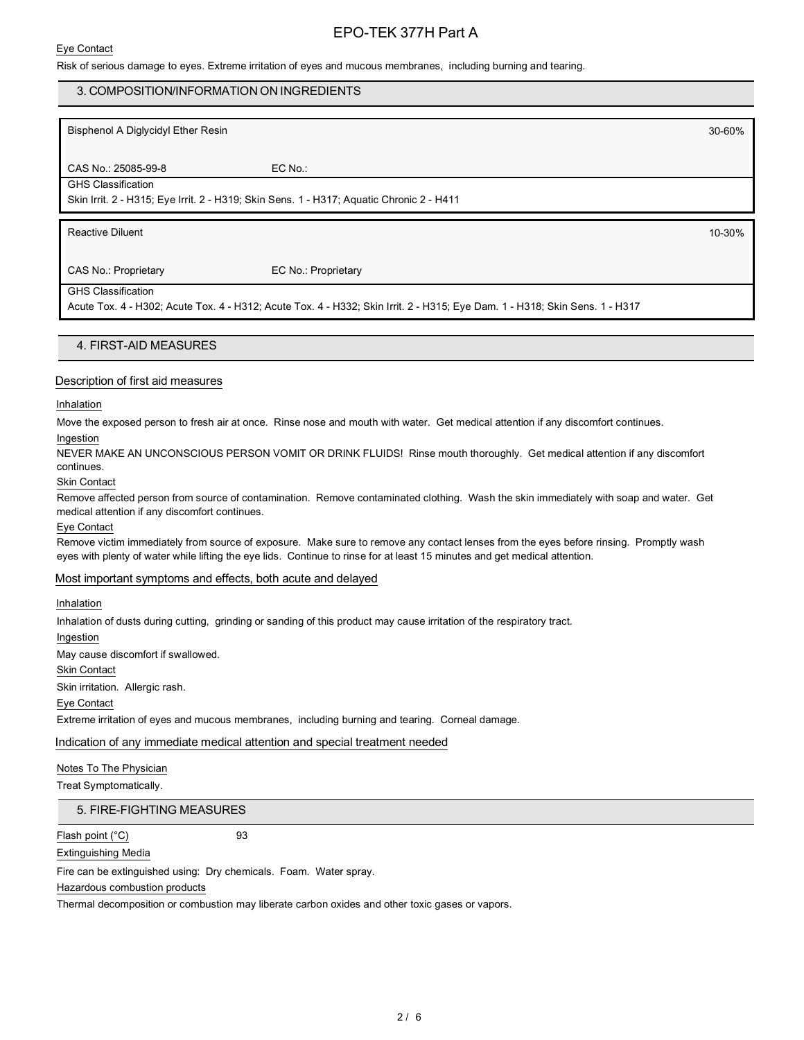Eye Contact

Risk of serious damage to eyes. Extreme irritation of eyes and mucous membranes, including burning and tearing.

## 3. COMPOSITION/INFORMATION ON INGREDIENTS

| Bisphenol A Diglycidyl Ether Resin | | 30-60% |
|---|---|---|
| CAS No.: 25085-99-8 | EC No.: | |
| GHS Classification<br>Skin Irrit. 2 - H315; Eye Irrit. 2 - H319; Skin Sens. 1 - H317; Aquatic Chronic 2 - H411 | | |

| Reactive Diluent | | 10-30% |
|---|---|---|
| CAS No.: Proprietary | EC No.: Proprietary | |
| GHS Classification<br>Acute Tox. 4 - H302; Acute Tox. 4 - H312; Acute Tox. 4 - H332; Skin Irrit. 2 - H315; Eye Dam. 1 - H318; Skin Sens. 1 - H317 | | |

## 4. FIRST-AID MEASURES

### Description of first aid measures

Inhalation

Move the exposed person to fresh air at once. Rinse nose and mouth with water. Get medical attention if any discomfort continues.

Ingestion

NEVER MAKE AN UNCONSCIOUS PERSON VOMIT OR DRINK FLUIDS! Rinse mouth thoroughly. Get medical attention if any discomfort continues.

Skin Contact

Remove affected person from source of contamination. Remove contaminated clothing. Wash the skin immediately with soap and water. Get medical attention if any discomfort continues.

Eye Contact

Remove victim immediately from source of exposure. Make sure to remove any contact lenses from the eyes before rinsing. Promptly wash eyes with plenty of water while lifting the eye lids. Continue to rinse for at least 15 minutes and get medical attention.

### Most important symptoms and effects, both acute and delayed

Inhalation

Inhalation of dusts during cutting, grinding or sanding of this product may cause irritation of the respiratory tract.

Ingestion

May cause discomfort if swallowed.

Skin Contact

Skin irritation. Allergic rash.

Eye Contact

Extreme irritation of eyes and mucous membranes, including burning and tearing. Corneal damage.

### Indication of any immediate medical attention and special treatment needed

Notes To The Physician

Treat Symptomatically.

## 5. FIRE-FIGHTING MEASURES

Flash point (°C) 93

Extinguishing Media

Fire can be extinguished using: Dry chemicals. Foam. Water spray.

Hazardous combustion products

Thermal decomposition or combustion may liberate carbon oxides and other toxic gases or vapors.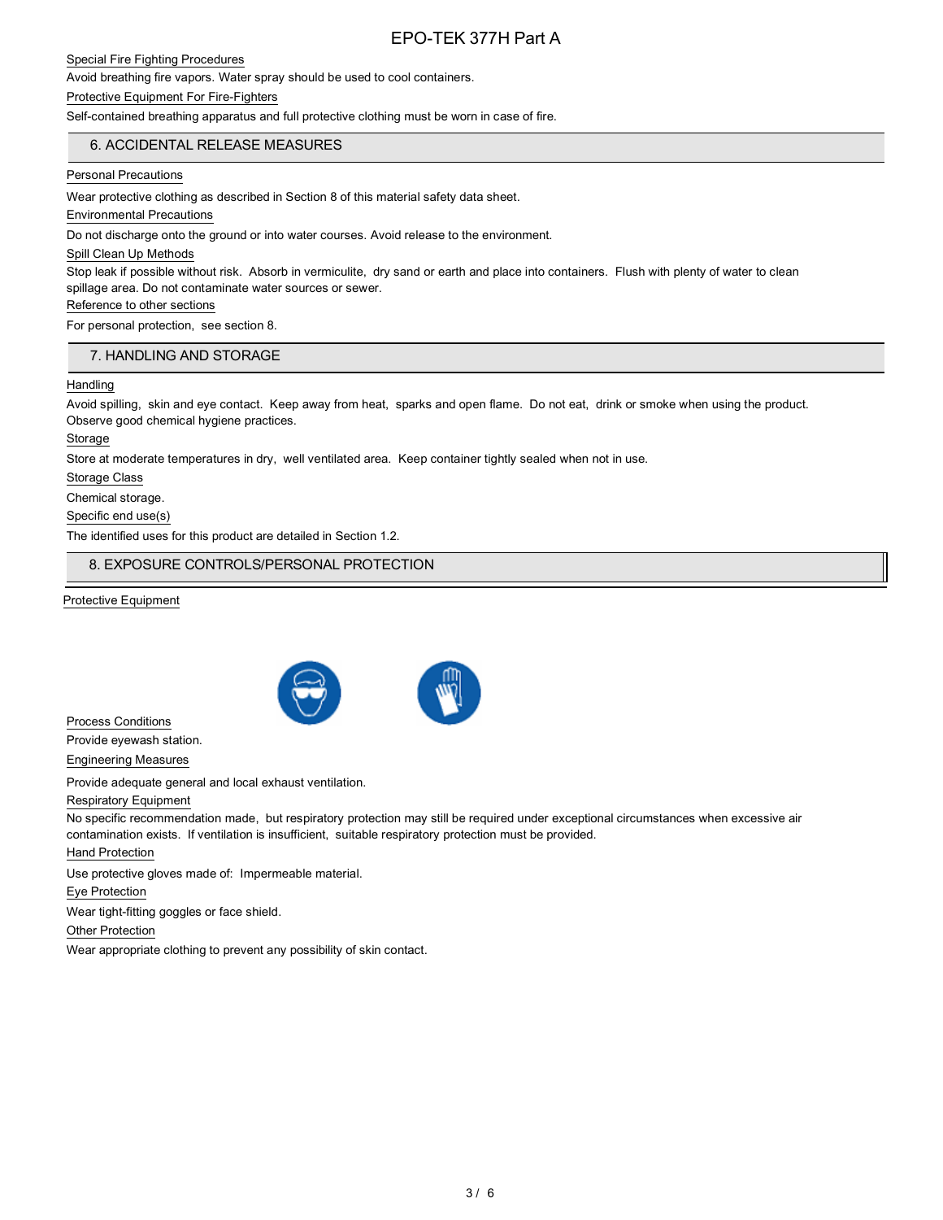Special Fire Fighting Procedures

Avoid breathing fire vapors. Water spray should be used to cool containers.

Protective Equipment For Fire-Fighters

Self-contained breathing apparatus and full protective clothing must be worn in case of fire.

## 6. ACCIDENTAL RELEASE MEASURES

Personal Precautions

Wear protective clothing as described in Section 8 of this material safety data sheet.

Environmental Precautions

Do not discharge onto the ground or into water courses. Avoid release to the environment.

Spill Clean Up Methods

Stop leak if possible without risk. Absorb in vermiculite, dry sand or earth and place into containers. Flush with plenty of water to clean spillage area. Do not contaminate water sources or sewer.

Reference to other sections

For personal protection, see section 8.

## 7. HANDLING AND STORAGE

Handling

Avoid spilling, skin and eye contact. Keep away from heat, sparks and open flame. Do not eat, drink or smoke when using the product. Observe good chemical hygiene practices.

Storage

Store at moderate temperatures in dry, well ventilated area. Keep container tightly sealed when not in use.

Storage Class

Chemical storage.

Specific end use(s)

The identified uses for this product are detailed in Section 1.2.

## 8. EXPOSURE CONTROLS/PERSONAL PROTECTION

Protective Equipment

Process Conditions

Provide eyewash station.

Engineering Measures

Provide adequate general and local exhaust ventilation.

Respiratory Equipment

No specific recommendation made, but respiratory protection may still be required under exceptional circumstances when excessive air contamination exists. If ventilation is insufficient, suitable respiratory protection must be provided.

Hand Protection

Use protective gloves made of: Impermeable material.

Eye Protection

Wear tight-fitting goggles or face shield.

Other Protection

Wear appropriate clothing to prevent any possibility of skin contact.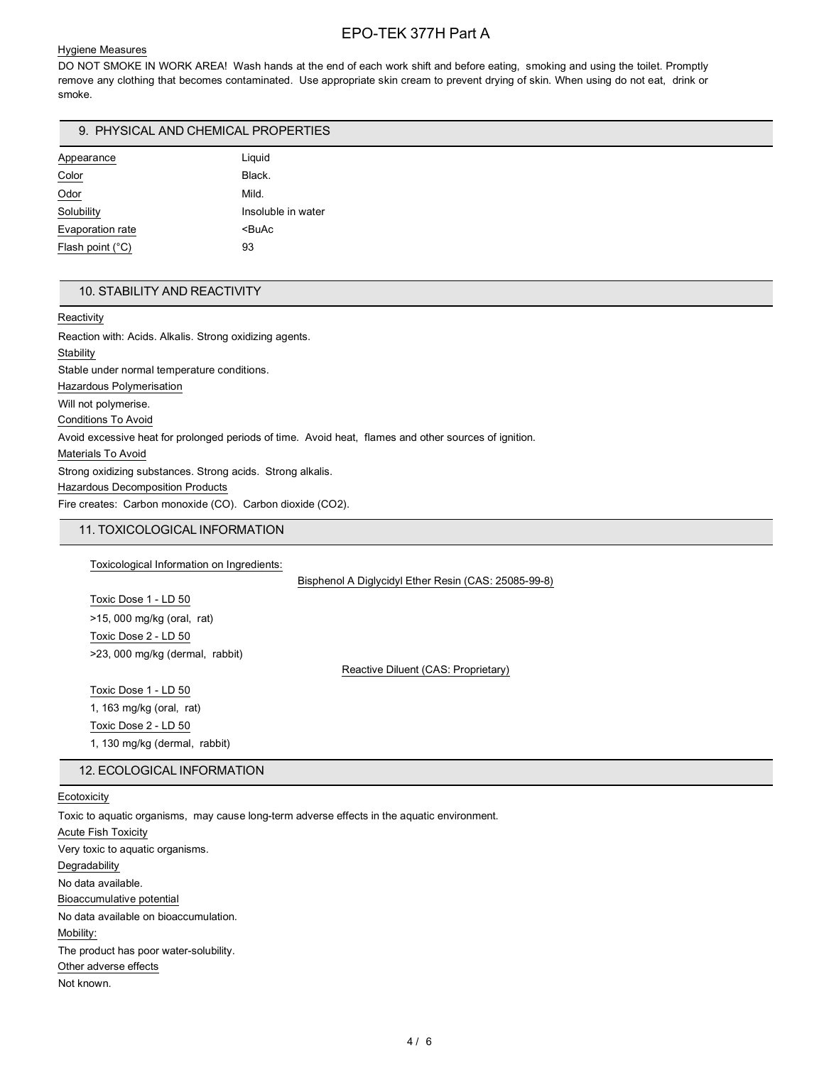Hygiene Measures

DO NOT SMOKE IN WORK AREA! Wash hands at the end of each work shift and before eating, smoking and using the toilet. Promptly remove any clothing that becomes contaminated. Use appropriate skin cream to prevent drying of skin. When using do not eat, drink or smoke.

## 9. PHYSICAL AND CHEMICAL PROPERTIES

| | |
|---|---|
| Appearance | Liquid |
| Color | Black. |
| Odor | Mild. |
| Solubility | Insoluble in water |
| Evaporation rate | <BuAc |
| Flash point (°C) | 93 |

## 10. STABILITY AND REACTIVITY

Reactivity

Reaction with: Acids. Alkalis. Strong oxidizing agents.

Stability

Stable under normal temperature conditions.

Hazardous Polymerisation

Will not polymerise.

Conditions To Avoid

Avoid excessive heat for prolonged periods of time. Avoid heat, flames and other sources of ignition.

Materials To Avoid

Strong oxidizing substances. Strong acids. Strong alkalis.

Hazardous Decomposition Products

Fire creates: Carbon monoxide (CO). Carbon dioxide ($CO_2$).

## 11. TOXICOLOGICAL INFORMATION

Toxicological Information on Ingredients:

Bisphenol A Diglycidyl Ether Resin (CAS: 25085-99-8)

Toxic Dose 1 - LD 50

>15, 000 mg/kg (oral, rat)

Toxic Dose 2 - LD 50

>23, 000 mg/kg (dermal, rabbit)

Reactive Diluent (CAS: Proprietary)

Toxic Dose 1 - LD 50

1, 163 mg/kg (oral, rat)

Toxic Dose 2 - LD 50

1, 130 mg/kg (dermal, rabbit)

## 12. ECOLOGICAL INFORMATION

Ecotoxicity

Toxic to aquatic organisms, may cause long-term adverse effects in the aquatic environment.

Acute Fish Toxicity

Very toxic to aquatic organisms.

Degradability

No data available.

Bioaccumulative potential

No data available on bioaccumulation.

Mobility:

The product has poor water-solubility.

Other adverse effects

Not known.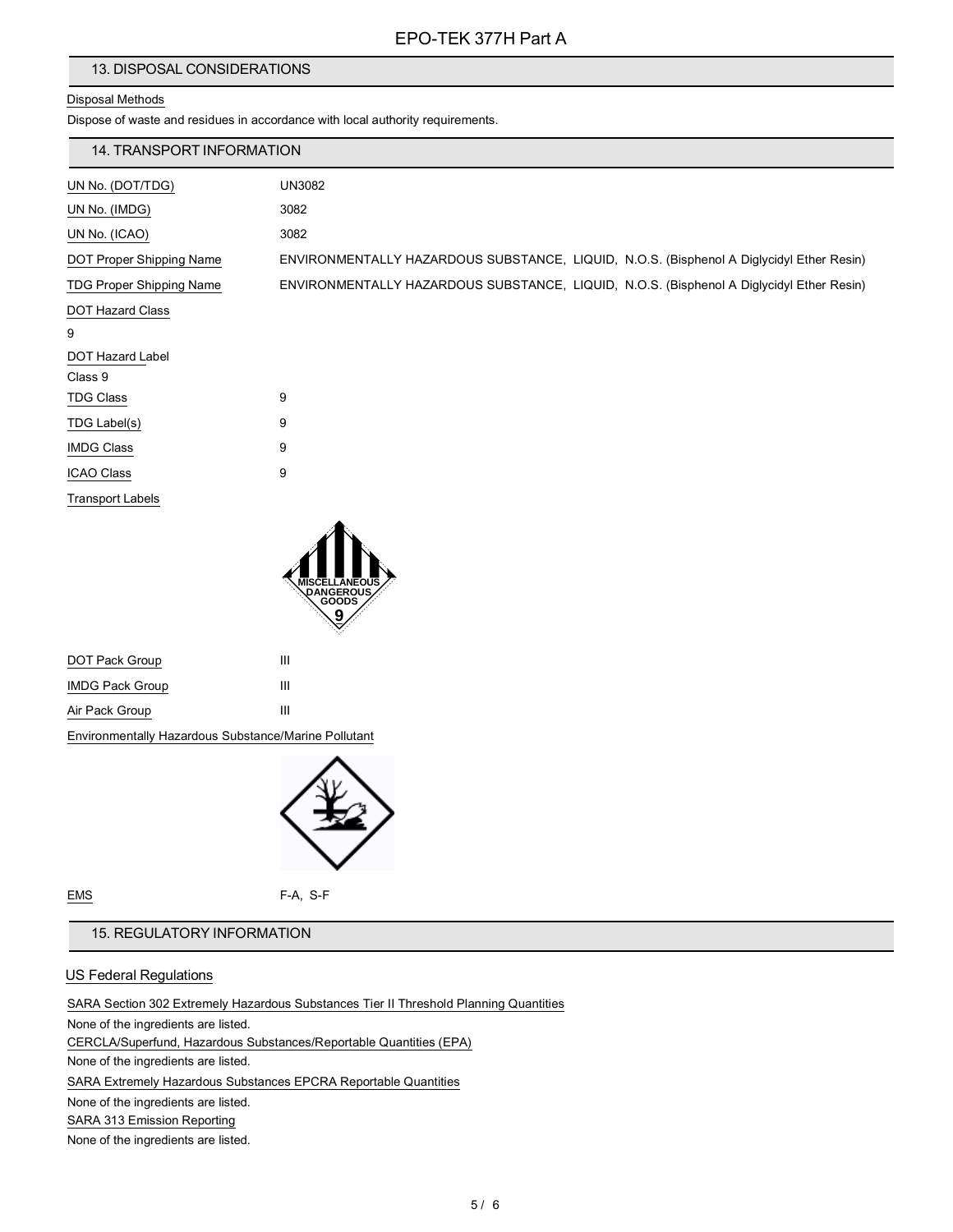## 13. DISPOSAL CONSIDERATIONS

Disposal Methods

Dispose of waste and residues in accordance with local authority requirements.

## 14. TRANSPORT INFORMATION

| | |
|---|---|
| UN No. (DOT/TDG) | UN3082 |
| UN No. (IMDG) | 3082 |
| UN No. (ICAO) | 3082 |
| DOT Proper Shipping Name | ENVIRONMENTALLY HAZARDOUS SUBSTANCE, LIQUID, N.O.S. (Bisphenol A Diglycidyl Ether Resin) |
| TDG Proper Shipping Name | ENVIRONMENTALLY HAZARDOUS SUBSTANCE, LIQUID, N.O.S. (Bisphenol A Diglycidyl Ether Resin) |

DOT Hazard Class

9

DOT Hazard Label

Class 9

| | |
|---|---|
| TDG Class | 9 |
| TDG Label(s) | 9 |
| IMDG Class | 9 |
| ICAO Class | 9 |

Transport Labels

MISCELLANEOUS DANGEROUS GOODS 9

| | |
|---|---|
| DOT Pack Group | III |
| IMDG Pack Group | III |
| Air Pack Group | III |

Environmentally Hazardous Substance/Marine Pollutant

| | |
|---|---|
| EMS | F-A, S-F |

## 15. REGULATORY INFORMATION

### US Federal Regulations

SARA Section 302 Extremely Hazardous Substances Tier II Threshold Planning Quantities

None of the ingredients are listed.

CERCLA/Superfund, Hazardous Substances/Reportable Quantities (EPA)

None of the ingredients are listed.

SARA Extremely Hazardous Substances EPCRA Reportable Quantities

None of the ingredients are listed.

SARA 313 Emission Reporting

None of the ingredients are listed.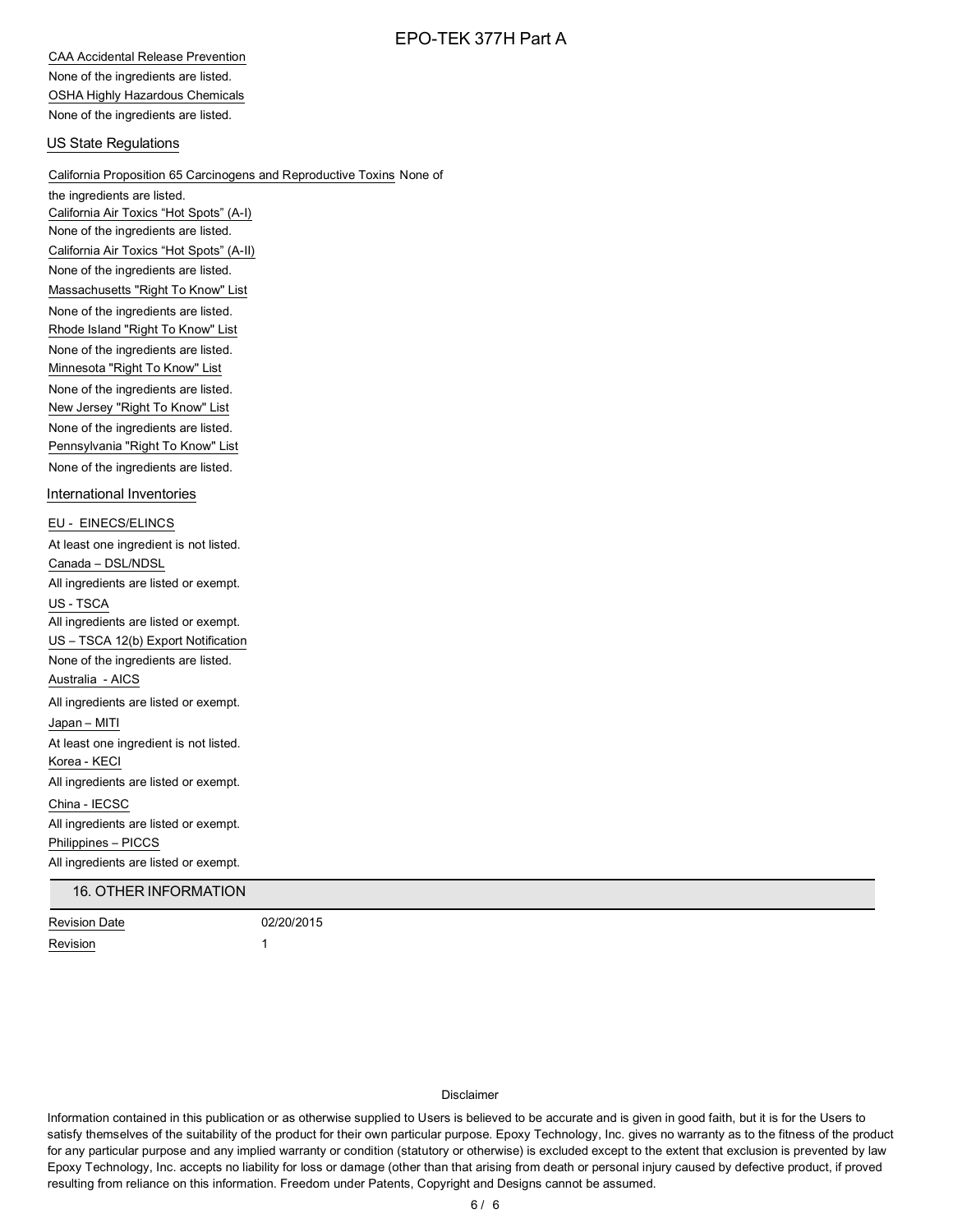CAA Accidental Release Prevention

None of the ingredients are listed.

OSHA Highly Hazardous Chemicals

None of the ingredients are listed.

### US State Regulations

California Proposition 65 Carcinogens and Reproductive Toxins None of the ingredients are listed.

California Air Toxics "Hot Spots" (A-I)

None of the ingredients are listed.

California Air Toxics "Hot Spots" (A-II)

None of the ingredients are listed.

Massachusetts "Right To Know" List

None of the ingredients are listed.

Rhode Island "Right To Know" List

None of the ingredients are listed.

Minnesota "Right To Know" List

None of the ingredients are listed.

New Jersey "Right To Know" List

None of the ingredients are listed.

Pennsylvania "Right To Know" List

None of the ingredients are listed.

### International Inventories

EU - EINECS/ELINCS

At least one ingredient is not listed.

Canada – DSL/NDSL

All ingredients are listed or exempt.

US - TSCA

All ingredients are listed or exempt.

US – TSCA 12(b) Export Notification

None of the ingredients are listed.

Australia - AICS

All ingredients are listed or exempt.

Japan – MITI

At least one ingredient is not listed.

Korea - KECI

All ingredients are listed or exempt.

China - IECSC

All ingredients are listed or exempt.

Philippines – PICCS

All ingredients are listed or exempt.

## 16. OTHER INFORMATION

| | |
|---|---|
| Revision Date | 02/20/2015 |
| Revision | 1 |

Disclaimer

Information contained in this publication or as otherwise supplied to Users is believed to be accurate and is given in good faith, but it is for the Users to satisfy themselves of the suitability of the product for their own particular purpose. Epoxy Technology, Inc. gives no warranty as to the fitness of the product for any particular purpose and any implied warranty or condition (statutory or otherwise) is excluded except to the extent that exclusion is prevented by law Epoxy Technology, Inc. accepts no liability for loss or damage (other than that arising from death or personal injury caused by defective product, if proved resulting from reliance on this information. Freedom under Patents, Copyright and Designs cannot be assumed.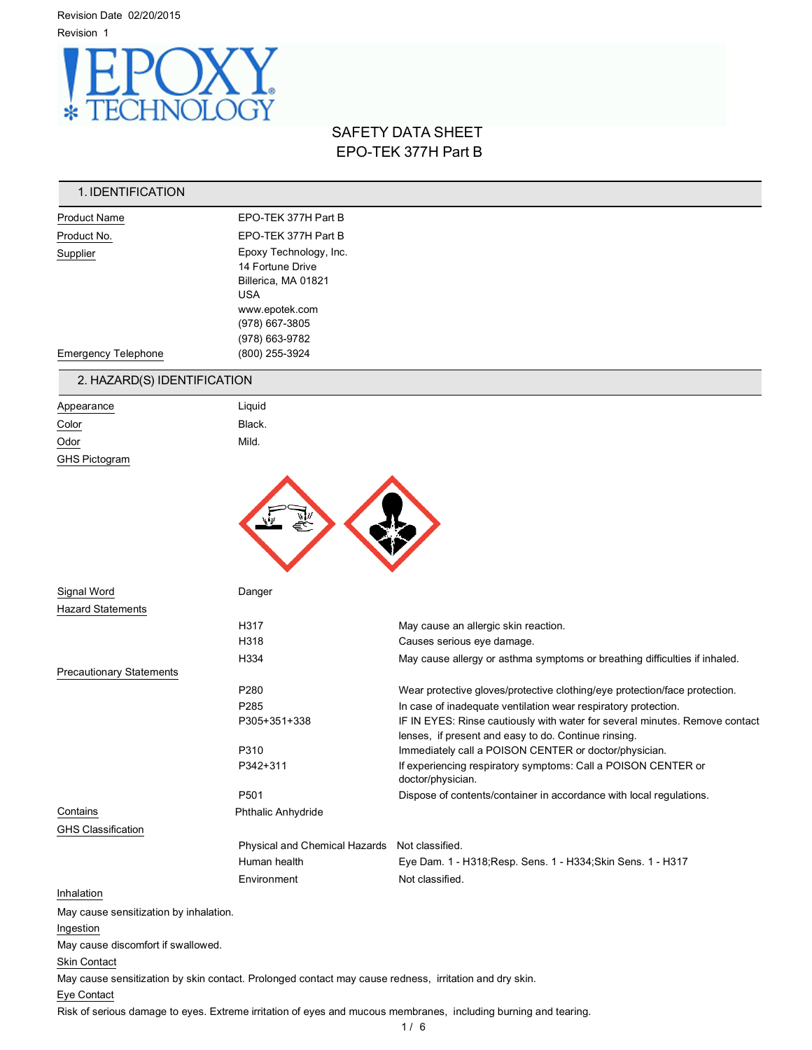Revision Date 02/20/2015

Revision 1

# SAFETY DATA SHEET
## EPO-TEK 377H Part B

## 1. IDENTIFICATION

| | |
|---|---|
| Product Name | EPO-TEK 377H Part B |
| Product No. | EPO-TEK 377H Part B |
| Supplier | Epoxy Technology, Inc.<br>14 Fortune Drive<br>Billerica, MA 01821<br>USA<br>www.epotek.com<br>(978) 667-3805<br>(978) 663-9782 |
| Emergency Telephone | (800) 255-3924 |

## 2. HAZARD(S) IDENTIFICATION

| | |
|---|---|
| Appearance | Liquid |
| Color | Black. |
| Odor | Mild. |
| GHS Pictogram | |

| | |
|---|---|
| Signal Word | Danger |

**Hazard Statements**

| | |
|---|---|
| H317 | May cause an allergic skin reaction. |
| H318 | Causes serious eye damage. |
| H334 | May cause allergy or asthma symptoms or breathing difficulties if inhaled. |

**Precautionary Statements**

| | |
|---|---|
| P280 | Wear protective gloves/protective clothing/eye protection/face protection. |
| P285 | In case of inadequate ventilation wear respiratory protection. |
| P305+351+338 | IF IN EYES: Rinse cautiously with water for several minutes. Remove contact lenses, if present and easy to do. Continue rinsing. |
| P310 | Immediately call a POISON CENTER or doctor/physician. |
| P342+311 | If experiencing respiratory symptoms: Call a POISON CENTER or doctor/physician. |
| P501 | Dispose of contents/container in accordance with local regulations. |

**Contains** Phthalic Anhydride

**GHS Classification**

| | |
|---|---|
| Physical and Chemical Hazards | Not classified. |
| Human health | Eye Dam. 1 - H318;Resp. Sens. 1 - H334;Skin Sens. 1 - H317 |
| Environment | Not classified. |

**Inhalation**

May cause sensitization by inhalation.

**Ingestion**

May cause discomfort if swallowed.

**Skin Contact**

May cause sensitization by skin contact. Prolonged contact may cause redness, irritation and dry skin.

**Eye Contact**

Risk of serious damage to eyes. Extreme irritation of eyes and mucous membranes, including burning and tearing.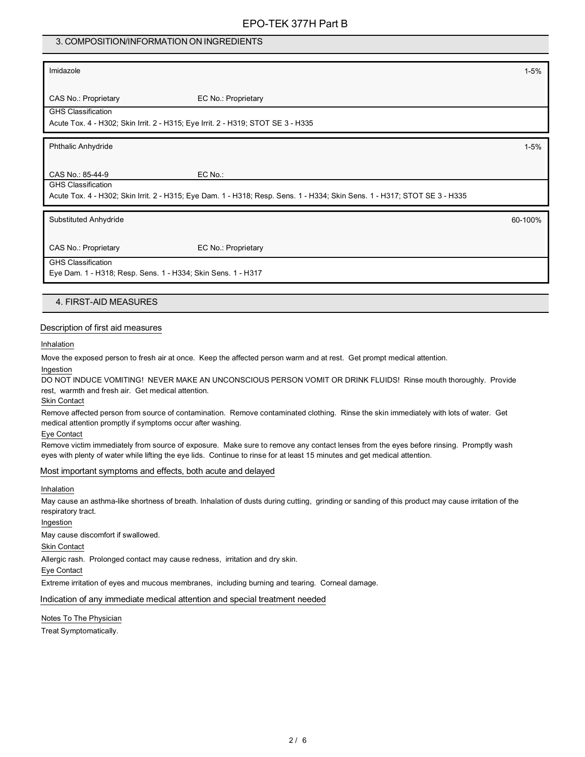## 3. COMPOSITION/INFORMATION ON INGREDIENTS

| Imidazole | | 1-5% |
|---|---|---|
| CAS No.: Proprietary | EC No.: Proprietary | |
| GHS Classification<br>Acute Tox. 4 - H302; Skin Irrit. 2 - H315; Eye Irrit. 2 - H319; STOT SE 3 - H335 | | |

| Phthalic Anhydride | | 1-5% |
|---|---|---|
| CAS No.: 85-44-9 | EC No.: | |
| GHS Classification<br>Acute Tox. 4 - H302; Skin Irrit. 2 - H315; Eye Dam. 1 - H318; Resp. Sens. 1 - H334; Skin Sens. 1 - H317; STOT SE 3 - H335 | | |

| Substituted Anhydride | | 60-100% |
|---|---|---|
| CAS No.: Proprietary | EC No.: Proprietary | |
| GHS Classification<br>Eye Dam. 1 - H318; Resp. Sens. 1 - H334; Skin Sens. 1 - H317 | | |

## 4. FIRST-AID MEASURES

### Description of first aid measures

**Inhalation**

Move the exposed person to fresh air at once. Keep the affected person warm and at rest. Get prompt medical attention.

**Ingestion**

DO NOT INDUCE VOMITING! NEVER MAKE AN UNCONSCIOUS PERSON VOMIT OR DRINK FLUIDS! Rinse mouth thoroughly. Provide rest, warmth and fresh air. Get medical attention.

**Skin Contact**

Remove affected person from source of contamination. Remove contaminated clothing. Rinse the skin immediately with lots of water. Get medical attention promptly if symptoms occur after washing.

**Eye Contact**

Remove victim immediately from source of exposure. Make sure to remove any contact lenses from the eyes before rinsing. Promptly wash eyes with plenty of water while lifting the eye lids. Continue to rinse for at least 15 minutes and get medical attention.

### Most important symptoms and effects, both acute and delayed

**Inhalation**

May cause an asthma-like shortness of breath. Inhalation of dusts during cutting, grinding or sanding of this product may cause irritation of the respiratory tract.

**Ingestion**

May cause discomfort if swallowed.

**Skin Contact**

Allergic rash. Prolonged contact may cause redness, irritation and dry skin.

**Eye Contact**

Extreme irritation of eyes and mucous membranes, including burning and tearing. Corneal damage.

### Indication of any immediate medical attention and special treatment needed

**Notes To The Physician**

Treat Symptomatically.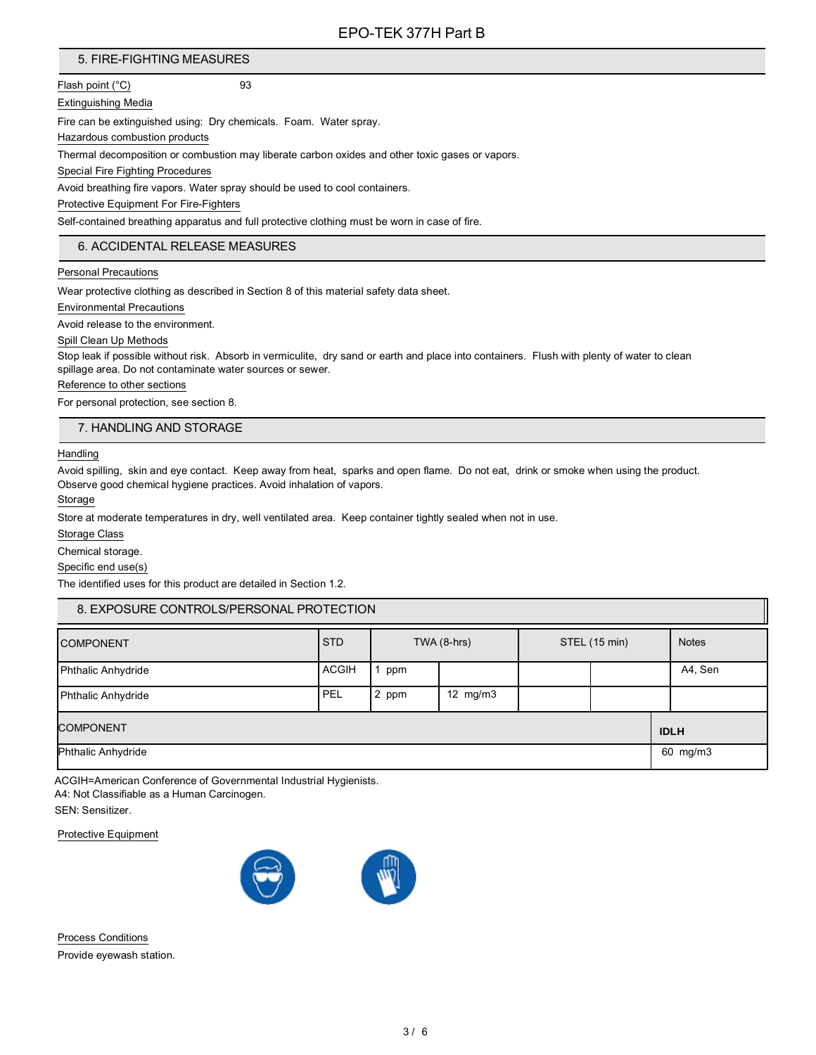## 5. FIRE-FIGHTING MEASURES

Flash point (°C) 93

Extinguishing Media

Fire can be extinguished using: Dry chemicals. Foam. Water spray.

Hazardous combustion products

Thermal decomposition or combustion may liberate carbon oxides and other toxic gases or vapors.

Special Fire Fighting Procedures

Avoid breathing fire vapors. Water spray should be used to cool containers.

Protective Equipment For Fire-Fighters

Self-contained breathing apparatus and full protective clothing must be worn in case of fire.

## 6. ACCIDENTAL RELEASE MEASURES

Personal Precautions

Wear protective clothing as described in Section 8 of this material safety data sheet.

Environmental Precautions

Avoid release to the environment.

Spill Clean Up Methods

Stop leak if possible without risk. Absorb in vermiculite, dry sand or earth and place into containers. Flush with plenty of water to clean spillage area. Do not contaminate water sources or sewer.

Reference to other sections

For personal protection, see section 8.

## 7. HANDLING AND STORAGE

Handling

Avoid spilling, skin and eye contact. Keep away from heat, sparks and open flame. Do not eat, drink or smoke when using the product. Observe good chemical hygiene practices. Avoid inhalation of vapors.

Storage

Store at moderate temperatures in dry, well ventilated area. Keep container tightly sealed when not in use.

Storage Class

Chemical storage.

Specific end use(s)

The identified uses for this product are detailed in Section 1.2.

## 8. EXPOSURE CONTROLS/PERSONAL PROTECTION

| COMPONENT | STD | TWA (8-hrs) | | STEL (15 min) | | Notes |
|---|---|---|---|---|---|---|
| Phthalic Anhydride | ACGIH | 1 ppm | | | | A4, Sen |
| Phthalic Anhydride | PEL | 2 ppm | 12 mg/m3 | | | |

| COMPONENT | IDLH |
|---|---|
| Phthalic Anhydride | 60 mg/m3 |

ACGIH=American Conference of Governmental Industrial Hygienists.
A4: Not Classifiable as a Human Carcinogen.
SEN: Sensitizer.

Protective Equipment

Process Conditions

Provide eyewash station.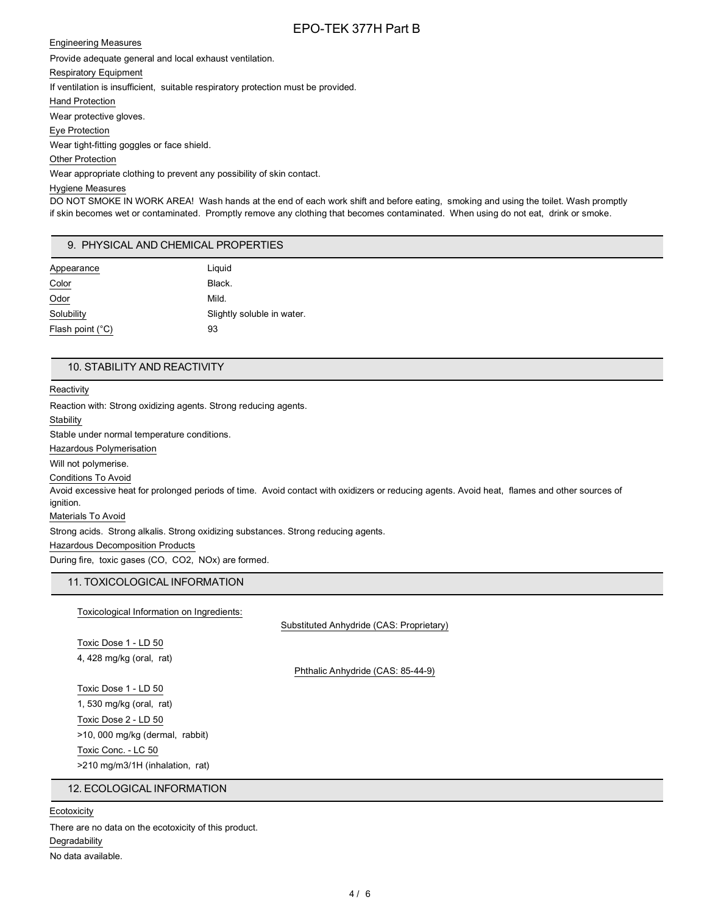Engineering Measures

Provide adequate general and local exhaust ventilation.

Respiratory Equipment

If ventilation is insufficient, suitable respiratory protection must be provided.

Hand Protection

Wear protective gloves.

Eye Protection

Wear tight-fitting goggles or face shield.

Other Protection

Wear appropriate clothing to prevent any possibility of skin contact.

Hygiene Measures

DO NOT SMOKE IN WORK AREA! Wash hands at the end of each work shift and before eating, smoking and using the toilet. Wash promptly if skin becomes wet or contaminated. Promptly remove any clothing that becomes contaminated. When using do not eat, drink or smoke.

## 9. PHYSICAL AND CHEMICAL PROPERTIES

| | |
|---|---|
| Appearance | Liquid |
| Color | Black. |
| Odor | Mild. |
| Solubility | Slightly soluble in water. |
| Flash point (°C) | 93 |

## 10. STABILITY AND REACTIVITY

Reactivity

Reaction with: Strong oxidizing agents. Strong reducing agents.

Stability

Stable under normal temperature conditions.

Hazardous Polymerisation

Will not polymerise.

Conditions To Avoid

Avoid excessive heat for prolonged periods of time. Avoid contact with oxidizers or reducing agents. Avoid heat, flames and other sources of ignition.

Materials To Avoid

Strong acids. Strong alkalis. Strong oxidizing substances. Strong reducing agents.

Hazardous Decomposition Products

During fire, toxic gases ($CO$, $CO_2$, $NO_x$) are formed.

## 11. TOXICOLOGICAL INFORMATION

Toxicological Information on Ingredients:

Substituted Anhydride (CAS: Proprietary)

Toxic Dose 1 - LD 50

4, 428 mg/kg (oral, rat)

Phthalic Anhydride (CAS: 85-44-9)

Toxic Dose 1 - LD 50

1, 530 mg/kg (oral, rat)

Toxic Dose 2 - LD 50

>10, 000 mg/kg (dermal, rabbit)

Toxic Conc. - LC 50

>210 mg/m3/1H (inhalation, rat)

## 12. ECOLOGICAL INFORMATION

Ecotoxicity

There are no data on the ecotoxicity of this product.

Degradability

No data available.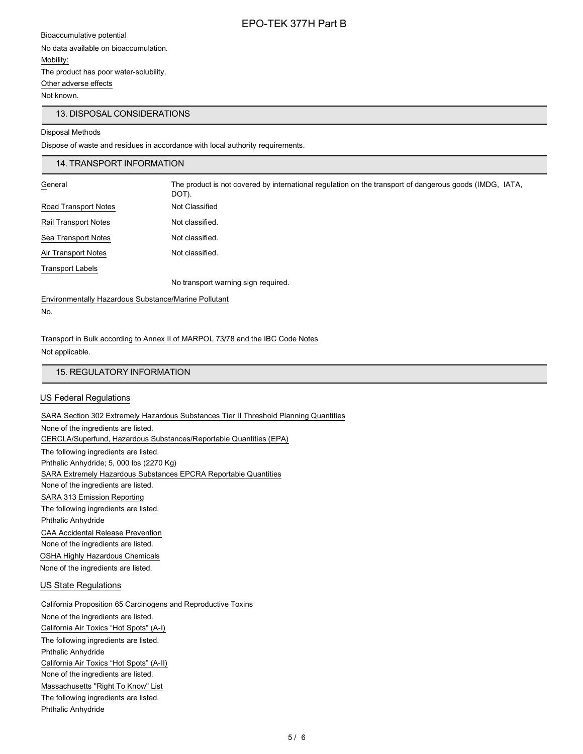Bioaccumulative potential

No data available on bioaccumulation.

Mobility:

The product has poor water-solubility.

Other adverse effects

Not known.

## 13. DISPOSAL CONSIDERATIONS

Disposal Methods

Dispose of waste and residues in accordance with local authority requirements.

## 14. TRANSPORT INFORMATION

| | |
|---|---|
| General | The product is not covered by international regulation on the transport of dangerous goods (IMDG, IATA, DOT). |
| Road Transport Notes | Not Classified |
| Rail Transport Notes | Not classified. |
| Sea Transport Notes | Not classified. |
| Air Transport Notes | Not classified. |
| Transport Labels | |
| | No transport warning sign required. |

Environmentally Hazardous Substance/Marine Pollutant

No.

Transport in Bulk according to Annex II of MARPOL 73/78 and the IBC Code Notes

Not applicable.

## 15. REGULATORY INFORMATION

### US Federal Regulations

SARA Section 302 Extremely Hazardous Substances Tier II Threshold Planning Quantities

None of the ingredients are listed.

CERCLA/Superfund, Hazardous Substances/Reportable Quantities (EPA)

The following ingredients are listed.

Phthalic Anhydride; 5, 000 lbs (2270 Kg)

SARA Extremely Hazardous Substances EPCRA Reportable Quantities

None of the ingredients are listed.

SARA 313 Emission Reporting

The following ingredients are listed.

Phthalic Anhydride

CAA Accidental Release Prevention

None of the ingredients are listed.

OSHA Highly Hazardous Chemicals

None of the ingredients are listed.

### US State Regulations

California Proposition 65 Carcinogens and Reproductive Toxins

None of the ingredients are listed.

California Air Toxics “Hot Spots” (A-I)

The following ingredients are listed.

Phthalic Anhydride

California Air Toxics “Hot Spots” (A-II)

None of the ingredients are listed.

Massachusetts "Right To Know" List

The following ingredients are listed.

Phthalic Anhydride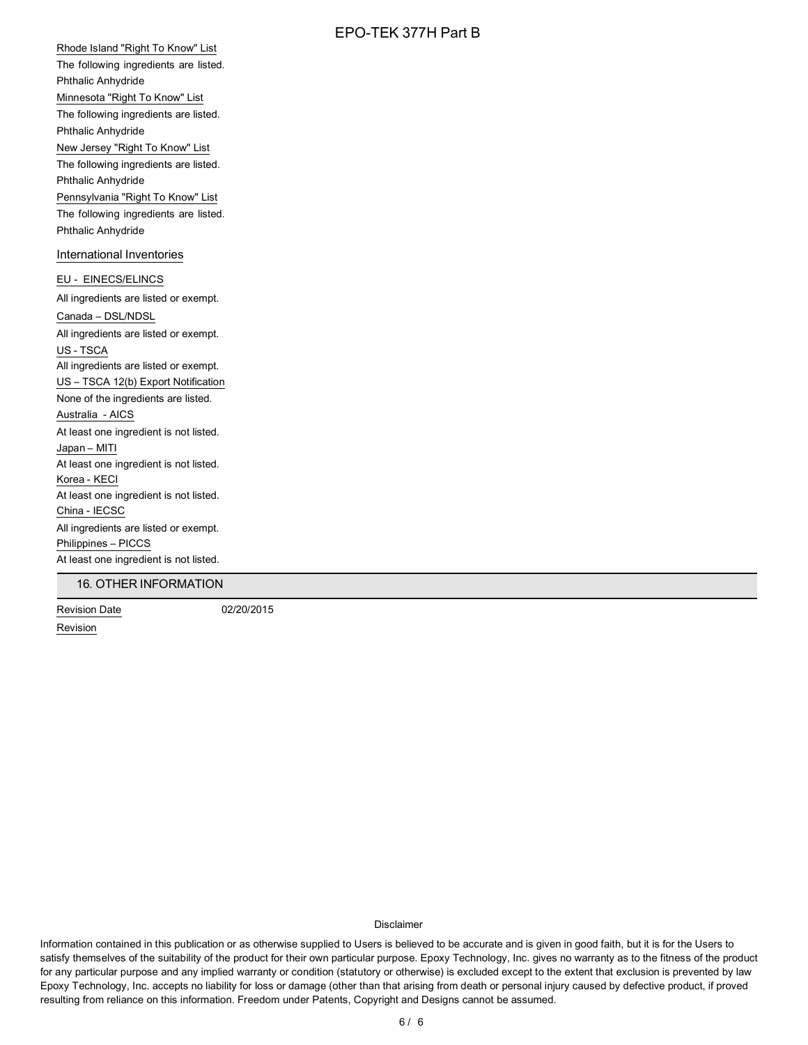Rhode Island "Right To Know" List

The following ingredients are listed.

Phthalic Anhydride

Minnesota "Right To Know" List

The following ingredients are listed.

Phthalic Anhydride

New Jersey "Right To Know" List

The following ingredients are listed.

Phthalic Anhydride

Pennsylvania "Right To Know" List

The following ingredients are listed.

Phthalic Anhydride

### International Inventories

EU - EINECS/ELINCS

All ingredients are listed or exempt.

Canada – DSL/NDSL

All ingredients are listed or exempt.

US - TSCA

All ingredients are listed or exempt.

US – TSCA 12(b) Export Notification

None of the ingredients are listed.

Australia - AICS

At least one ingredient is not listed.

Japan – MITI

At least one ingredient is not listed.

Korea - KECI

At least one ingredient is not listed.

China - IECSC

All ingredients are listed or exempt.

Philippines – PICCS

At least one ingredient is not listed.

## 16. OTHER INFORMATION

Revision Date 02/20/2015

Revision

Disclaimer

Information contained in this publication or as otherwise supplied to Users is believed to be accurate and is given in good faith, but it is for the Users to satisfy themselves of the suitability of the product for their own particular purpose. Epoxy Technology, Inc. gives no warranty as to the fitness of the product for any particular purpose and any implied warranty or condition (statutory or otherwise) is excluded except to the extent that exclusion is prevented by law Epoxy Technology, Inc. accepts no liability for loss or damage (other than that arising from death or personal injury caused by defective product, if proved resulting from reliance on this information. Freedom under Patents, Copyright and Designs cannot be assumed.